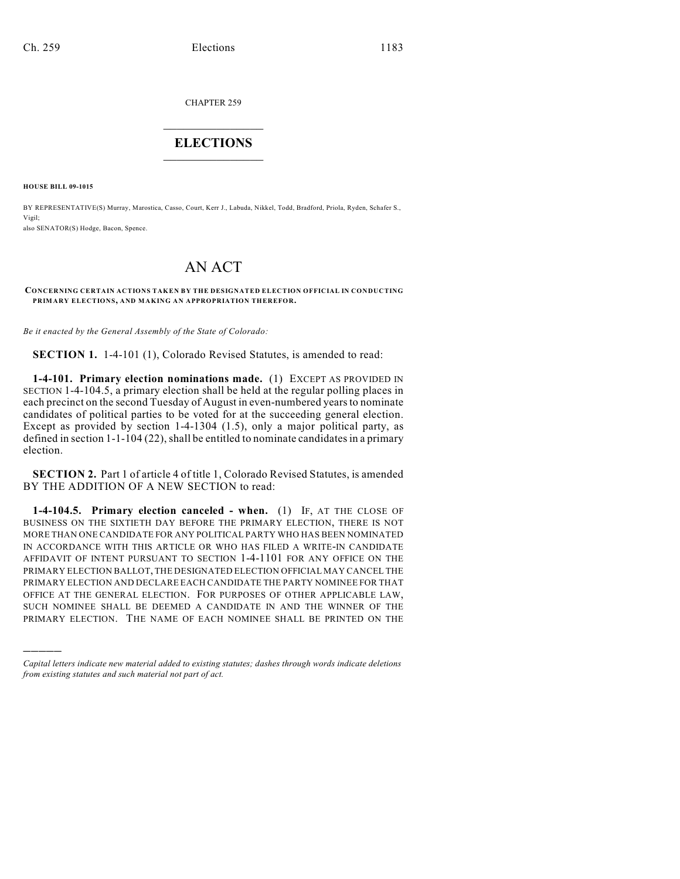CHAPTER 259

## ELECTIONS

**HOUSE BILL 09-1015**

BY REPRESENTATIVE(S) Murray, Marostica, Casso, Court, Kerr J., Labuda, Nikkel, Todd, Bradford, Priola, Ryden, Schafer S., Vigil;
also SENATOR(S) Hodge, Bacon, Spence.

# AN ACT

**CONCERNING CERTAIN ACTIONS TAKEN BY THE DESIGNATED ELECTION OFFICIAL IN CONDUCTING PRIMARY ELECTIONS, AND MAKING AN APPROPRIATION THEREFOR.**

*Be it enacted by the General Assembly of the State of Colorado:*

**SECTION 1.** 1-4-101 (1), Colorado Revised Statutes, is amended to read:

**1-4-101. Primary election nominations made.** (1) EXCEPT AS PROVIDED IN SECTION 1-4-104.5, a primary election shall be held at the regular polling places in each precinct on the second Tuesday of August in even-numbered years to nominate candidates of political parties to be voted for at the succeeding general election. Except as provided by section 1-4-1304 (1.5), only a major political party, as defined in section 1-1-104 (22), shall be entitled to nominate candidates in a primary election.

**SECTION 2.** Part 1 of article 4 of title 1, Colorado Revised Statutes, is amended BY THE ADDITION OF A NEW SECTION to read:

**1-4-104.5. Primary election canceled - when.** (1) IF, AT THE CLOSE OF BUSINESS ON THE SIXTIETH DAY BEFORE THE PRIMARY ELECTION, THERE IS NOT MORE THAN ONE CANDIDATE FOR ANY POLITICAL PARTY WHO HAS BEEN NOMINATED IN ACCORDANCE WITH THIS ARTICLE OR WHO HAS FILED A WRITE-IN CANDIDATE AFFIDAVIT OF INTENT PURSUANT TO SECTION 1-4-1101 FOR ANY OFFICE ON THE PRIMARY ELECTION BALLOT, THE DESIGNATED ELECTION OFFICIAL MAY CANCEL THE PRIMARY ELECTION AND DECLARE EACH CANDIDATE THE PARTY NOMINEE FOR THAT OFFICE AT THE GENERAL ELECTION. FOR PURPOSES OF OTHER APPLICABLE LAW, SUCH NOMINEE SHALL BE DEEMED A CANDIDATE IN AND THE WINNER OF THE PRIMARY ELECTION. THE NAME OF EACH NOMINEE SHALL BE PRINTED ON THE

---

*Capital letters indicate new material added to existing statutes; dashes through words indicate deletions from existing statutes and such material not part of act.*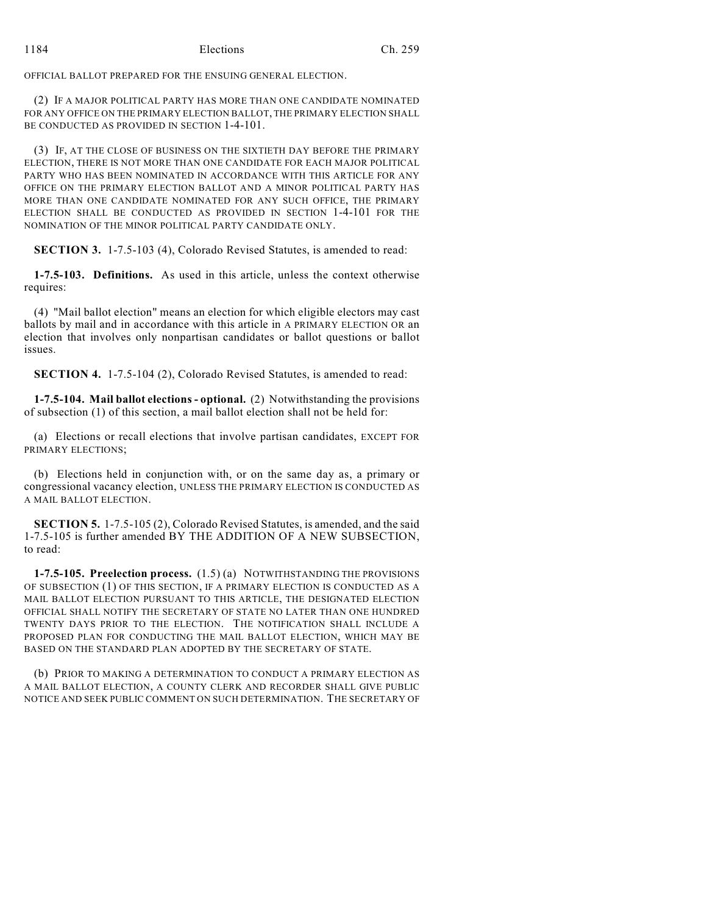OFFICIAL BALLOT PREPARED FOR THE ENSUING GENERAL ELECTION.

(2) IF A MAJOR POLITICAL PARTY HAS MORE THAN ONE CANDIDATE NOMINATED FOR ANY OFFICE ON THE PRIMARY ELECTION BALLOT, THE PRIMARY ELECTION SHALL BE CONDUCTED AS PROVIDED IN SECTION 1-4-101.

(3) IF, AT THE CLOSE OF BUSINESS ON THE SIXTIETH DAY BEFORE THE PRIMARY ELECTION, THERE IS NOT MORE THAN ONE CANDIDATE FOR EACH MAJOR POLITICAL PARTY WHO HAS BEEN NOMINATED IN ACCORDANCE WITH THIS ARTICLE FOR ANY OFFICE ON THE PRIMARY ELECTION BALLOT AND A MINOR POLITICAL PARTY HAS MORE THAN ONE CANDIDATE NOMINATED FOR ANY SUCH OFFICE, THE PRIMARY ELECTION SHALL BE CONDUCTED AS PROVIDED IN SECTION 1-4-101 FOR THE NOMINATION OF THE MINOR POLITICAL PARTY CANDIDATE ONLY.

**SECTION 3.** 1-7.5-103 (4), Colorado Revised Statutes, is amended to read:

**1-7.5-103. Definitions.** As used in this article, unless the context otherwise requires:

(4) "Mail ballot election" means an election for which eligible electors may cast ballots by mail and in accordance with this article in A PRIMARY ELECTION OR an election that involves only nonpartisan candidates or ballot questions or ballot issues.

**SECTION 4.** 1-7.5-104 (2), Colorado Revised Statutes, is amended to read:

**1-7.5-104. Mail ballot elections - optional.** (2) Notwithstanding the provisions of subsection (1) of this section, a mail ballot election shall not be held for:

(a) Elections or recall elections that involve partisan candidates, EXCEPT FOR PRIMARY ELECTIONS;

(b) Elections held in conjunction with, or on the same day as, a primary or congressional vacancy election, UNLESS THE PRIMARY ELECTION IS CONDUCTED AS A MAIL BALLOT ELECTION.

**SECTION 5.** 1-7.5-105 (2), Colorado Revised Statutes, is amended, and the said 1-7.5-105 is further amended BY THE ADDITION OF A NEW SUBSECTION, to read:

**1-7.5-105. Preelection process.** (1.5) (a) NOTWITHSTANDING THE PROVISIONS OF SUBSECTION (1) OF THIS SECTION, IF A PRIMARY ELECTION IS CONDUCTED AS A MAIL BALLOT ELECTION PURSUANT TO THIS ARTICLE, THE DESIGNATED ELECTION OFFICIAL SHALL NOTIFY THE SECRETARY OF STATE NO LATER THAN ONE HUNDRED TWENTY DAYS PRIOR TO THE ELECTION. THE NOTIFICATION SHALL INCLUDE A PROPOSED PLAN FOR CONDUCTING THE MAIL BALLOT ELECTION, WHICH MAY BE BASED ON THE STANDARD PLAN ADOPTED BY THE SECRETARY OF STATE.

(b) PRIOR TO MAKING A DETERMINATION TO CONDUCT A PRIMARY ELECTION AS A MAIL BALLOT ELECTION, A COUNTY CLERK AND RECORDER SHALL GIVE PUBLIC NOTICE AND SEEK PUBLIC COMMENT ON SUCH DETERMINATION. THE SECRETARY OF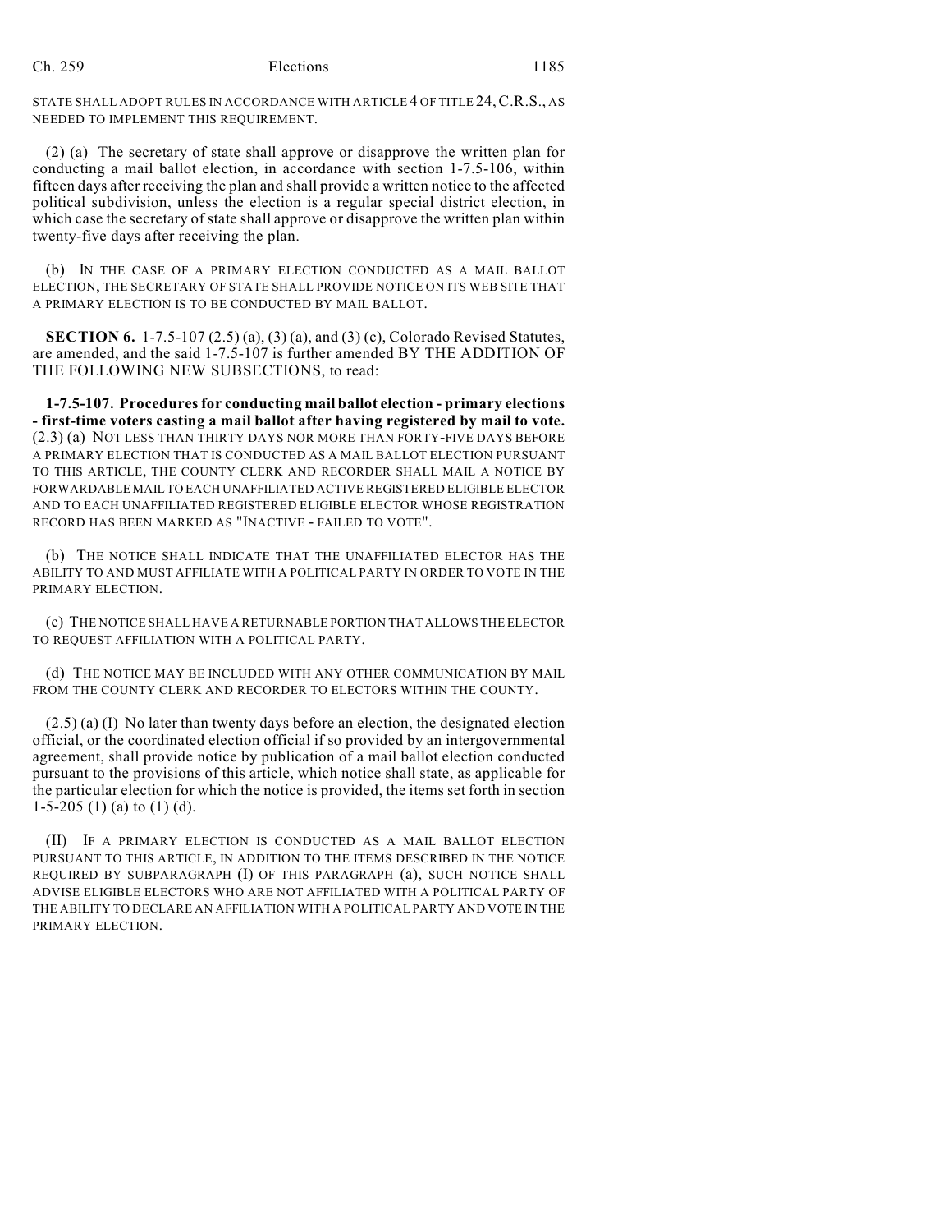STATE SHALL ADOPT RULES IN ACCORDANCE WITH ARTICLE 4 OF TITLE 24, C.R.S., AS NEEDED TO IMPLEMENT THIS REQUIREMENT.

(2) (a) The secretary of state shall approve or disapprove the written plan for conducting a mail ballot election, in accordance with section 1-7.5-106, within fifteen days after receiving the plan and shall provide a written notice to the affected political subdivision, unless the election is a regular special district election, in which case the secretary of state shall approve or disapprove the written plan within twenty-five days after receiving the plan.

(b) IN THE CASE OF A PRIMARY ELECTION CONDUCTED AS A MAIL BALLOT ELECTION, THE SECRETARY OF STATE SHALL PROVIDE NOTICE ON ITS WEB SITE THAT A PRIMARY ELECTION IS TO BE CONDUCTED BY MAIL BALLOT.

**SECTION 6.** 1-7.5-107 (2.5) (a), (3) (a), and (3) (c), Colorado Revised Statutes, are amended, and the said 1-7.5-107 is further amended BY THE ADDITION OF THE FOLLOWING NEW SUBSECTIONS, to read:

**1-7.5-107. Procedures for conducting mail ballot election - primary elections - first-time voters casting a mail ballot after having registered by mail to vote.** (2.3) (a) NOT LESS THAN THIRTY DAYS NOR MORE THAN FORTY-FIVE DAYS BEFORE A PRIMARY ELECTION THAT IS CONDUCTED AS A MAIL BALLOT ELECTION PURSUANT TO THIS ARTICLE, THE COUNTY CLERK AND RECORDER SHALL MAIL A NOTICE BY FORWARDABLE MAIL TO EACH UNAFFILIATED ACTIVE REGISTERED ELIGIBLE ELECTOR AND TO EACH UNAFFILIATED REGISTERED ELIGIBLE ELECTOR WHOSE REGISTRATION RECORD HAS BEEN MARKED AS "INACTIVE - FAILED TO VOTE".

(b) THE NOTICE SHALL INDICATE THAT THE UNAFFILIATED ELECTOR HAS THE ABILITY TO AND MUST AFFILIATE WITH A POLITICAL PARTY IN ORDER TO VOTE IN THE PRIMARY ELECTION.

(c) THE NOTICE SHALL HAVE A RETURNABLE PORTION THAT ALLOWS THE ELECTOR TO REQUEST AFFILIATION WITH A POLITICAL PARTY.

(d) THE NOTICE MAY BE INCLUDED WITH ANY OTHER COMMUNICATION BY MAIL FROM THE COUNTY CLERK AND RECORDER TO ELECTORS WITHIN THE COUNTY.

(2.5) (a) (I) No later than twenty days before an election, the designated election official, or the coordinated election official if so provided by an intergovernmental agreement, shall provide notice by publication of a mail ballot election conducted pursuant to the provisions of this article, which notice shall state, as applicable for the particular election for which the notice is provided, the items set forth in section 1-5-205 (1) (a) to (1) (d).

(II) IF A PRIMARY ELECTION IS CONDUCTED AS A MAIL BALLOT ELECTION PURSUANT TO THIS ARTICLE, IN ADDITION TO THE ITEMS DESCRIBED IN THE NOTICE REQUIRED BY SUBPARAGRAPH (I) OF THIS PARAGRAPH (a), SUCH NOTICE SHALL ADVISE ELIGIBLE ELECTORS WHO ARE NOT AFFILIATED WITH A POLITICAL PARTY OF THE ABILITY TO DECLARE AN AFFILIATION WITH A POLITICAL PARTY AND VOTE IN THE PRIMARY ELECTION.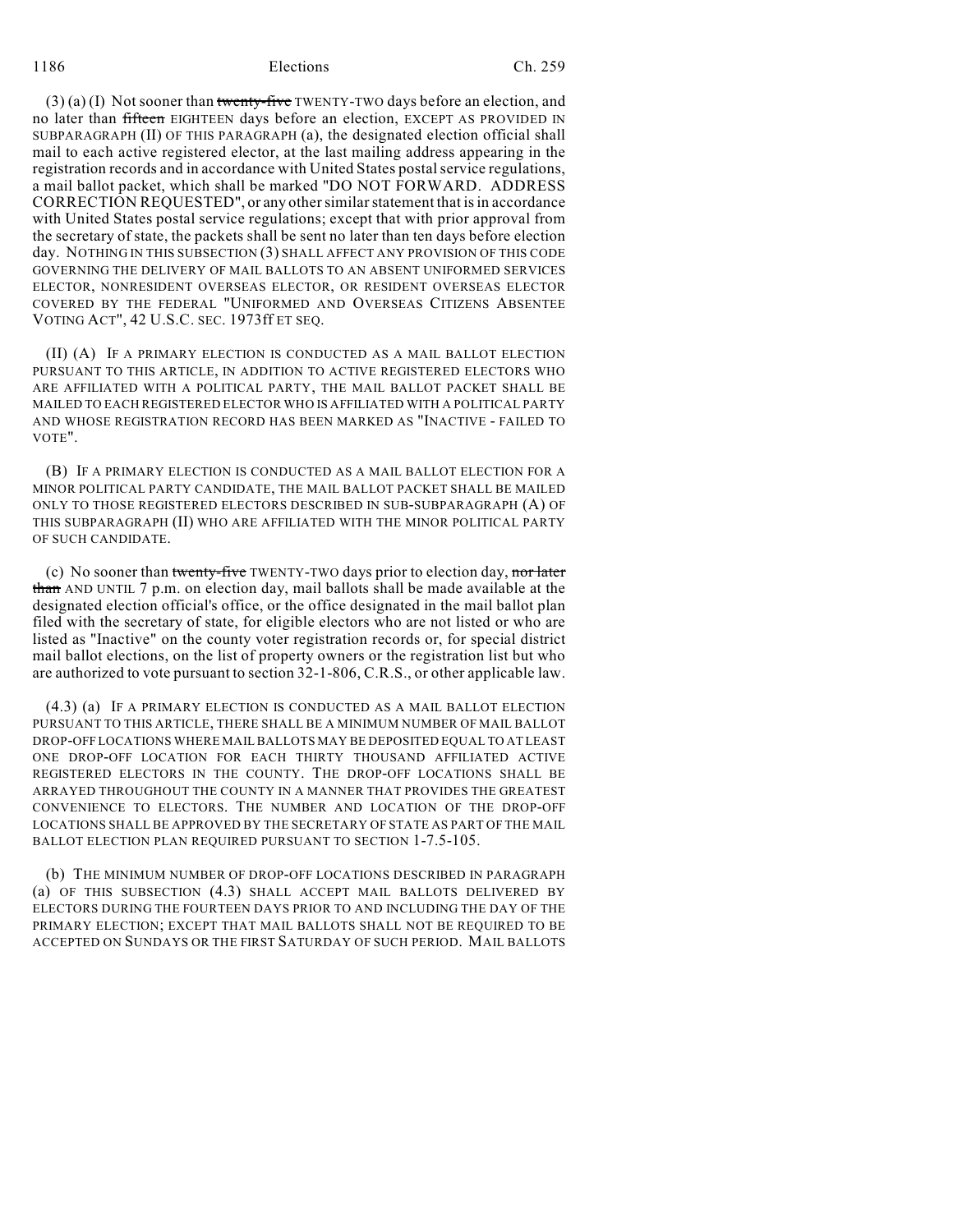(3) (a) (I) Not sooner than ~~twenty-five~~ TWENTY-TWO days before an election, and no later than ~~fifteen~~ EIGHTEEN days before an election, EXCEPT AS PROVIDED IN SUBPARAGRAPH (II) OF THIS PARAGRAPH (a), the designated election official shall mail to each active registered elector, at the last mailing address appearing in the registration records and in accordance with United States postal service regulations, a mail ballot packet, which shall be marked "DO NOT FORWARD. ADDRESS CORRECTION REQUESTED", or any other similar statement that is in accordance with United States postal service regulations; except that with prior approval from the secretary of state, the packets shall be sent no later than ten days before election day. NOTHING IN THIS SUBSECTION (3) SHALL AFFECT ANY PROVISION OF THIS CODE GOVERNING THE DELIVERY OF MAIL BALLOTS TO AN ABSENT UNIFORMED SERVICES ELECTOR, NONRESIDENT OVERSEAS ELECTOR, OR RESIDENT OVERSEAS ELECTOR COVERED BY THE FEDERAL "UNIFORMED AND OVERSEAS CITIZENS ABSENTEE VOTING ACT", 42 U.S.C. SEC. 1973ff ET SEQ.

(II) (A) IF A PRIMARY ELECTION IS CONDUCTED AS A MAIL BALLOT ELECTION PURSUANT TO THIS ARTICLE, IN ADDITION TO ACTIVE REGISTERED ELECTORS WHO ARE AFFILIATED WITH A POLITICAL PARTY, THE MAIL BALLOT PACKET SHALL BE MAILED TO EACH REGISTERED ELECTOR WHO IS AFFILIATED WITH A POLITICAL PARTY AND WHOSE REGISTRATION RECORD HAS BEEN MARKED AS "INACTIVE - FAILED TO VOTE".

(B) IF A PRIMARY ELECTION IS CONDUCTED AS A MAIL BALLOT ELECTION FOR A MINOR POLITICAL PARTY CANDIDATE, THE MAIL BALLOT PACKET SHALL BE MAILED ONLY TO THOSE REGISTERED ELECTORS DESCRIBED IN SUB-SUBPARAGRAPH (A) OF THIS SUBPARAGRAPH (II) WHO ARE AFFILIATED WITH THE MINOR POLITICAL PARTY OF SUCH CANDIDATE.

(c) No sooner than ~~twenty-five~~ TWENTY-TWO days prior to election day, ~~nor later than~~ AND UNTIL 7 p.m. on election day, mail ballots shall be made available at the designated election official's office, or the office designated in the mail ballot plan filed with the secretary of state, for eligible electors who are not listed or who are listed as "Inactive" on the county voter registration records or, for special district mail ballot elections, on the list of property owners or the registration list but who are authorized to vote pursuant to section 32-1-806, C.R.S., or other applicable law.

(4.3) (a) IF A PRIMARY ELECTION IS CONDUCTED AS A MAIL BALLOT ELECTION PURSUANT TO THIS ARTICLE, THERE SHALL BE A MINIMUM NUMBER OF MAIL BALLOT DROP-OFF LOCATIONS WHERE MAIL BALLOTS MAY BE DEPOSITED EQUAL TO AT LEAST ONE DROP-OFF LOCATION FOR EACH THIRTY THOUSAND AFFILIATED ACTIVE REGISTERED ELECTORS IN THE COUNTY. THE DROP-OFF LOCATIONS SHALL BE ARRAYED THROUGHOUT THE COUNTY IN A MANNER THAT PROVIDES THE GREATEST CONVENIENCE TO ELECTORS. THE NUMBER AND LOCATION OF THE DROP-OFF LOCATIONS SHALL BE APPROVED BY THE SECRETARY OF STATE AS PART OF THE MAIL BALLOT ELECTION PLAN REQUIRED PURSUANT TO SECTION 1-7.5-105.

(b) THE MINIMUM NUMBER OF DROP-OFF LOCATIONS DESCRIBED IN PARAGRAPH (a) OF THIS SUBSECTION (4.3) SHALL ACCEPT MAIL BALLOTS DELIVERED BY ELECTORS DURING THE FOURTEEN DAYS PRIOR TO AND INCLUDING THE DAY OF THE PRIMARY ELECTION; EXCEPT THAT MAIL BALLOTS SHALL NOT BE REQUIRED TO BE ACCEPTED ON SUNDAYS OR THE FIRST SATURDAY OF SUCH PERIOD. MAIL BALLOTS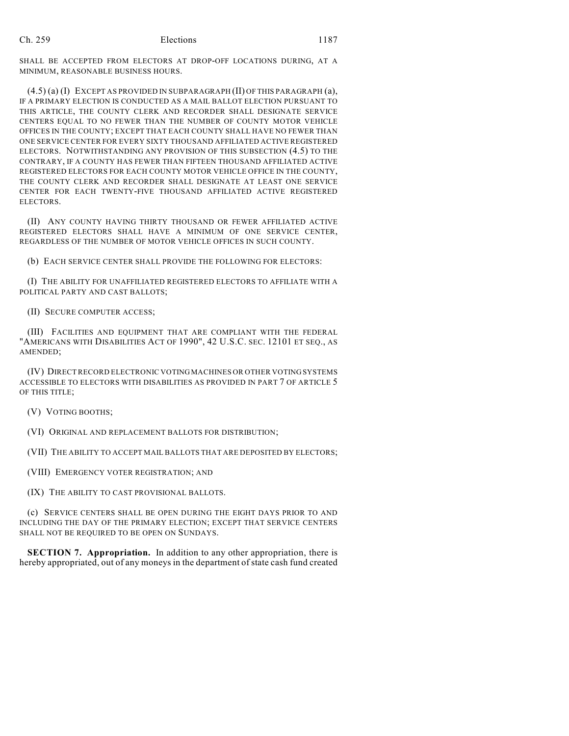SHALL BE ACCEPTED FROM ELECTORS AT DROP-OFF LOCATIONS DURING, AT A MINIMUM, REASONABLE BUSINESS HOURS.

(4.5) (a) (I) EXCEPT AS PROVIDED IN SUBPARAGRAPH (II) OF THIS PARAGRAPH (a), IF A PRIMARY ELECTION IS CONDUCTED AS A MAIL BALLOT ELECTION PURSUANT TO THIS ARTICLE, THE COUNTY CLERK AND RECORDER SHALL DESIGNATE SERVICE CENTERS EQUAL TO NO FEWER THAN THE NUMBER OF COUNTY MOTOR VEHICLE OFFICES IN THE COUNTY; EXCEPT THAT EACH COUNTY SHALL HAVE NO FEWER THAN ONE SERVICE CENTER FOR EVERY SIXTY THOUSAND AFFILIATED ACTIVE REGISTERED ELECTORS. NOTWITHSTANDING ANY PROVISION OF THIS SUBSECTION (4.5) TO THE CONTRARY, IF A COUNTY HAS FEWER THAN FIFTEEN THOUSAND AFFILIATED ACTIVE REGISTERED ELECTORS FOR EACH COUNTY MOTOR VEHICLE OFFICE IN THE COUNTY, THE COUNTY CLERK AND RECORDER SHALL DESIGNATE AT LEAST ONE SERVICE CENTER FOR EACH TWENTY-FIVE THOUSAND AFFILIATED ACTIVE REGISTERED ELECTORS.

(II) ANY COUNTY HAVING THIRTY THOUSAND OR FEWER AFFILIATED ACTIVE REGISTERED ELECTORS SHALL HAVE A MINIMUM OF ONE SERVICE CENTER, REGARDLESS OF THE NUMBER OF MOTOR VEHICLE OFFICES IN SUCH COUNTY.

(b) EACH SERVICE CENTER SHALL PROVIDE THE FOLLOWING FOR ELECTORS:

(I) THE ABILITY FOR UNAFFILIATED REGISTERED ELECTORS TO AFFILIATE WITH A POLITICAL PARTY AND CAST BALLOTS;

(II) SECURE COMPUTER ACCESS;

(III) FACILITIES AND EQUIPMENT THAT ARE COMPLIANT WITH THE FEDERAL "AMERICANS WITH DISABILITIES ACT OF 1990", 42 U.S.C. SEC. 12101 ET SEQ., AS AMENDED;

(IV) DIRECT RECORD ELECTRONIC VOTING MACHINES OR OTHER VOTING SYSTEMS ACCESSIBLE TO ELECTORS WITH DISABILITIES AS PROVIDED IN PART 7 OF ARTICLE 5 OF THIS TITLE;

(V) VOTING BOOTHS;

(VI) ORIGINAL AND REPLACEMENT BALLOTS FOR DISTRIBUTION;

(VII) THE ABILITY TO ACCEPT MAIL BALLOTS THAT ARE DEPOSITED BY ELECTORS;

(VIII) EMERGENCY VOTER REGISTRATION; AND

(IX) THE ABILITY TO CAST PROVISIONAL BALLOTS.

(c) SERVICE CENTERS SHALL BE OPEN DURING THE EIGHT DAYS PRIOR TO AND INCLUDING THE DAY OF THE PRIMARY ELECTION; EXCEPT THAT SERVICE CENTERS SHALL NOT BE REQUIRED TO BE OPEN ON SUNDAYS.

**SECTION 7. Appropriation.** In addition to any other appropriation, there is hereby appropriated, out of any moneys in the department of state cash fund created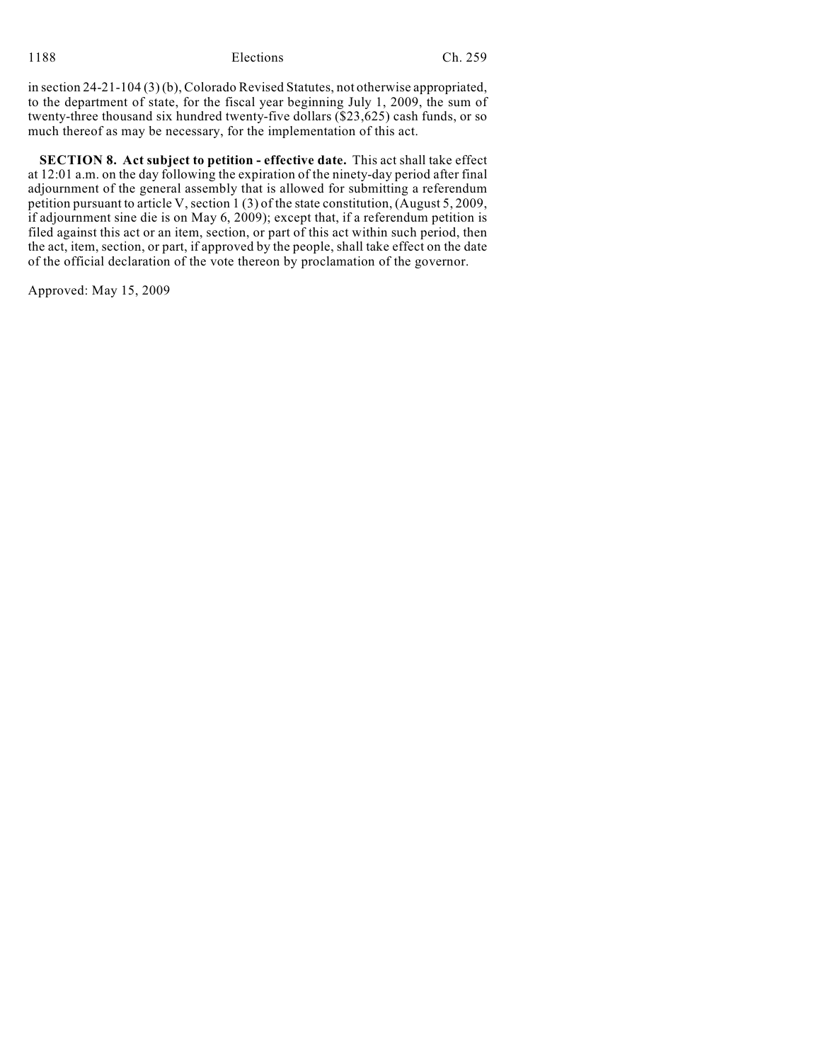in section 24-21-104 (3) (b), Colorado Revised Statutes, not otherwise appropriated, to the department of state, for the fiscal year beginning July 1, 2009, the sum of twenty-three thousand six hundred twenty-five dollars ($23,625) cash funds, or so much thereof as may be necessary, for the implementation of this act.

**SECTION 8. Act subject to petition - effective date.** This act shall take effect at 12:01 a.m. on the day following the expiration of the ninety-day period after final adjournment of the general assembly that is allowed for submitting a referendum petition pursuant to article V, section 1 (3) of the state constitution, (August 5, 2009, if adjournment sine die is on May 6, 2009); except that, if a referendum petition is filed against this act or an item, section, or part of this act within such period, then the act, item, section, or part, if approved by the people, shall take effect on the date of the official declaration of the vote thereon by proclamation of the governor.

Approved: May 15, 2009